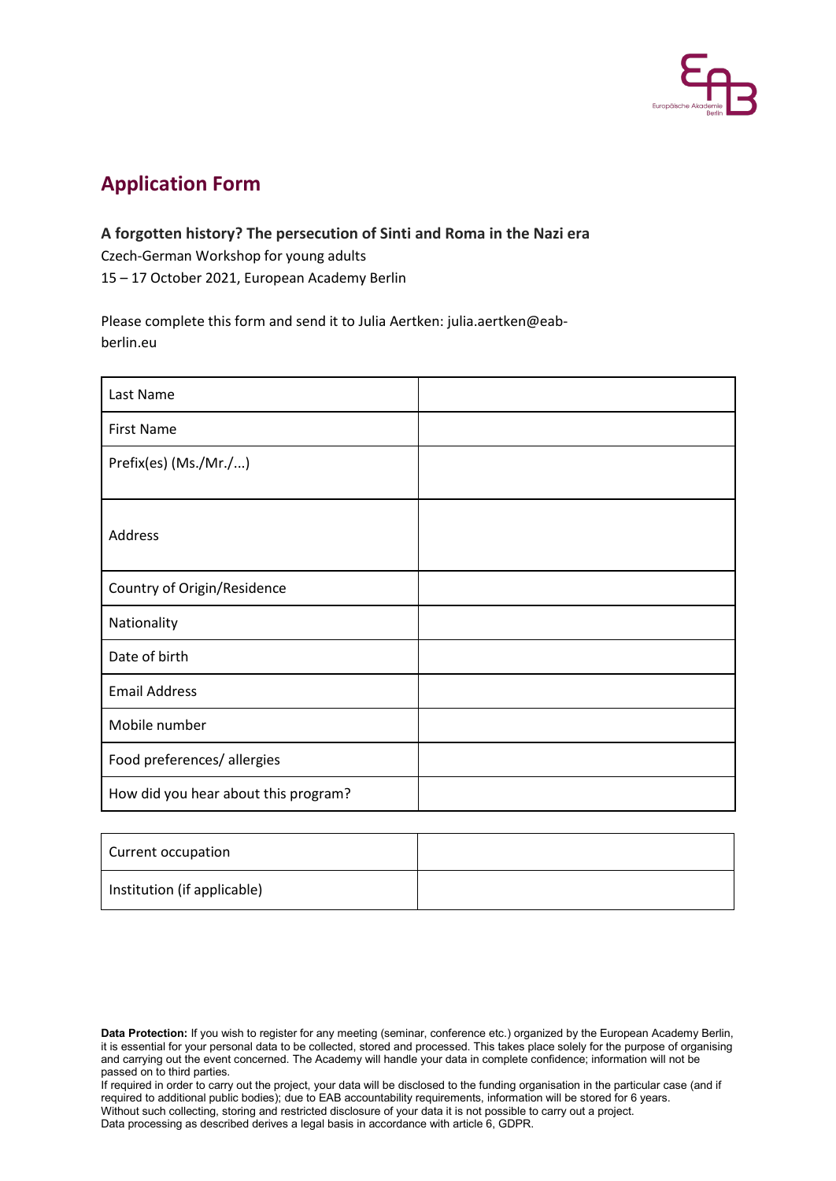## Application Form

**A forgotten history? The persecution of Sinti and Roma in the Nazi era**

Czech-German Workshop for young adults

15 – 17 October 2021, European Academy Berlin

Please complete this form and send it to Julia Aertken: julia.aertken@eab-berlin.eu

| | |
|---|---|
| Last Name | |
| First Name | |
| Prefix(es) (Ms./Mr./...) | |
| Address | |
| Country of Origin/Residence | |
| Nationality | |
| Date of birth | |
| Email Address | |
| Mobile number | |
| Food preferences/ allergies | |
| How did you hear about this program? | |

| | |
|---|---|
| Current occupation | |
| Institution (if applicable) | |

**Data Protection:** If you wish to register for any meeting (seminar, conference etc.) organized by the European Academy Berlin, it is essential for your personal data to be collected, stored and processed. This takes place solely for the purpose of organising and carrying out the event concerned. The Academy will handle your data in complete confidence; information will not be passed on to third parties.

If required in order to carry out the project, your data will be disclosed to the funding organisation in the particular case (and if required to additional public bodies); due to EAB accountability requirements, information will be stored for 6 years.

Without such collecting, storing and restricted disclosure of your data it is not possible to carry out a project.

Data processing as described derives a legal basis in accordance with article 6, GDPR.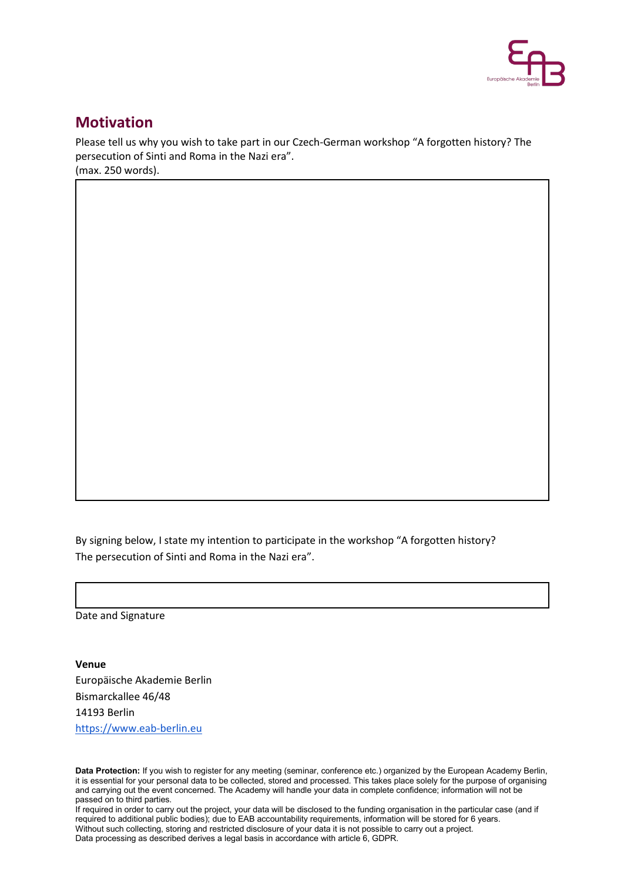## Motivation

Please tell us why you wish to take part in our Czech-German workshop "A forgotten history? The persecution of Sinti and Roma in the Nazi era".
(max. 250 words).

By signing below, I state my intention to participate in the workshop "A forgotten history? The persecution of Sinti and Roma in the Nazi era".

Date and Signature

**Venue**
Europäische Akademie Berlin
Bismarckallee 46/48
14193 Berlin
https://www.eab-berlin.eu

**Data Protection:** If you wish to register for any meeting (seminar, conference etc.) organized by the European Academy Berlin, it is essential for your personal data to be collected, stored and processed. This takes place solely for the purpose of organising and carrying out the event concerned. The Academy will handle your data in complete confidence; information will not be passed on to third parties.
If required in order to carry out the project, your data will be disclosed to the funding organisation in the particular case (and if required to additional public bodies); due to EAB accountability requirements, information will be stored for 6 years.
Without such collecting, storing and restricted disclosure of your data it is not possible to carry out a project.
Data processing as described derives a legal basis in accordance with article 6, GDPR.